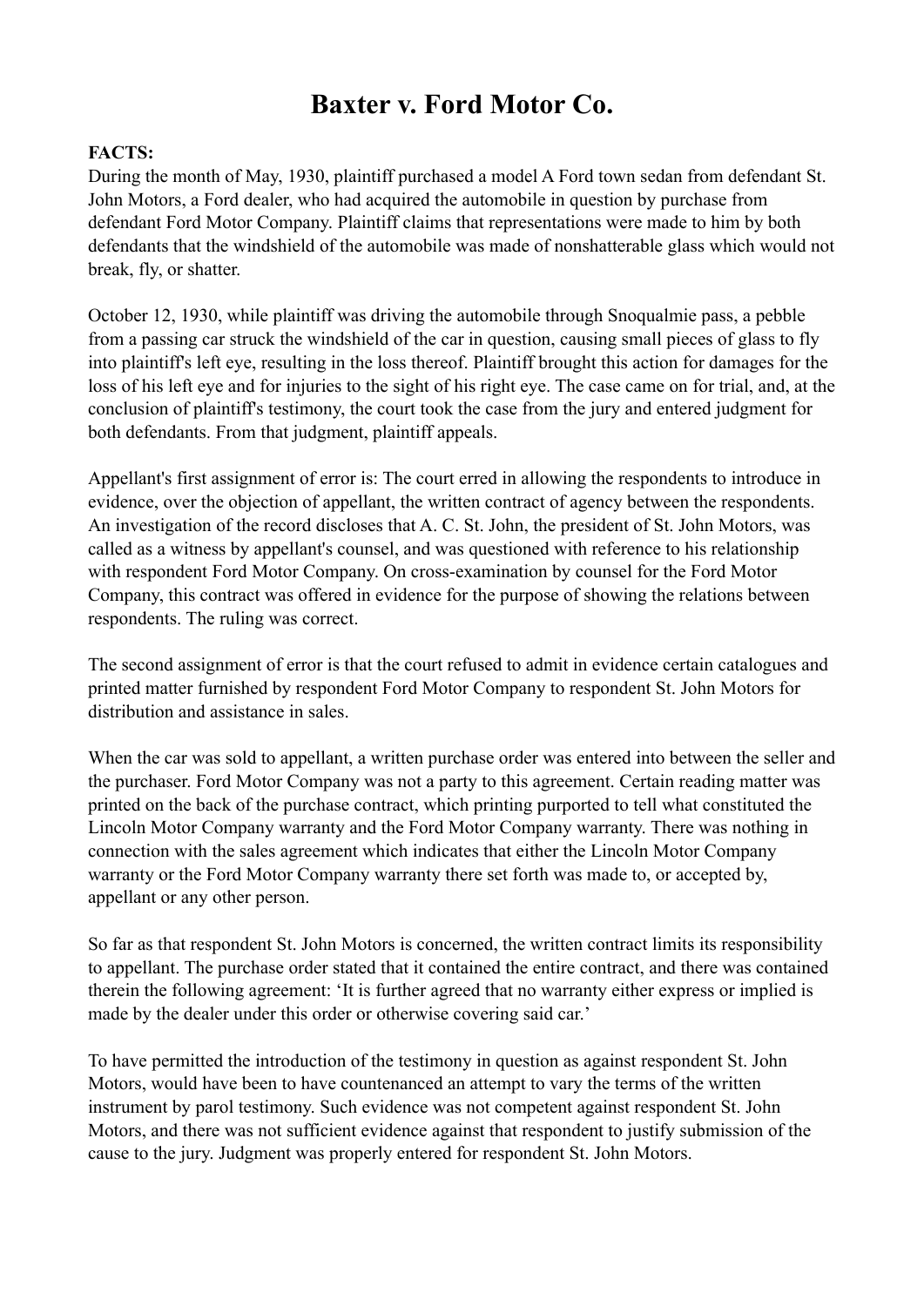# Baxter v. Ford Motor Co.

**FACTS:**
During the month of May, 1930, plaintiff purchased a model A Ford town sedan from defendant St. John Motors, a Ford dealer, who had acquired the automobile in question by purchase from defendant Ford Motor Company. Plaintiff claims that representations were made to him by both defendants that the windshield of the automobile was made of nonshatterable glass which would not break, fly, or shatter.

October 12, 1930, while plaintiff was driving the automobile through Snoqualmie pass, a pebble from a passing car struck the windshield of the car in question, causing small pieces of glass to fly into plaintiff's left eye, resulting in the loss thereof. Plaintiff brought this action for damages for the loss of his left eye and for injuries to the sight of his right eye. The case came on for trial, and, at the conclusion of plaintiff's testimony, the court took the case from the jury and entered judgment for both defendants. From that judgment, plaintiff appeals.

Appellant's first assignment of error is: The court erred in allowing the respondents to introduce in evidence, over the objection of appellant, the written contract of agency between the respondents. An investigation of the record discloses that A. C. St. John, the president of St. John Motors, was called as a witness by appellant's counsel, and was questioned with reference to his relationship with respondent Ford Motor Company. On cross-examination by counsel for the Ford Motor Company, this contract was offered in evidence for the purpose of showing the relations between respondents. The ruling was correct.

The second assignment of error is that the court refused to admit in evidence certain catalogues and printed matter furnished by respondent Ford Motor Company to respondent St. John Motors for distribution and assistance in sales.

When the car was sold to appellant, a written purchase order was entered into between the seller and the purchaser. Ford Motor Company was not a party to this agreement. Certain reading matter was printed on the back of the purchase contract, which printing purported to tell what constituted the Lincoln Motor Company warranty and the Ford Motor Company warranty. There was nothing in connection with the sales agreement which indicates that either the Lincoln Motor Company warranty or the Ford Motor Company warranty there set forth was made to, or accepted by, appellant or any other person.

So far as that respondent St. John Motors is concerned, the written contract limits its responsibility to appellant. The purchase order stated that it contained the entire contract, and there was contained therein the following agreement: 'It is further agreed that no warranty either express or implied is made by the dealer under this order or otherwise covering said car.'

To have permitted the introduction of the testimony in question as against respondent St. John Motors, would have been to have countenanced an attempt to vary the terms of the written instrument by parol testimony. Such evidence was not competent against respondent St. John Motors, and there was not sufficient evidence against that respondent to justify submission of the cause to the jury. Judgment was properly entered for respondent St. John Motors.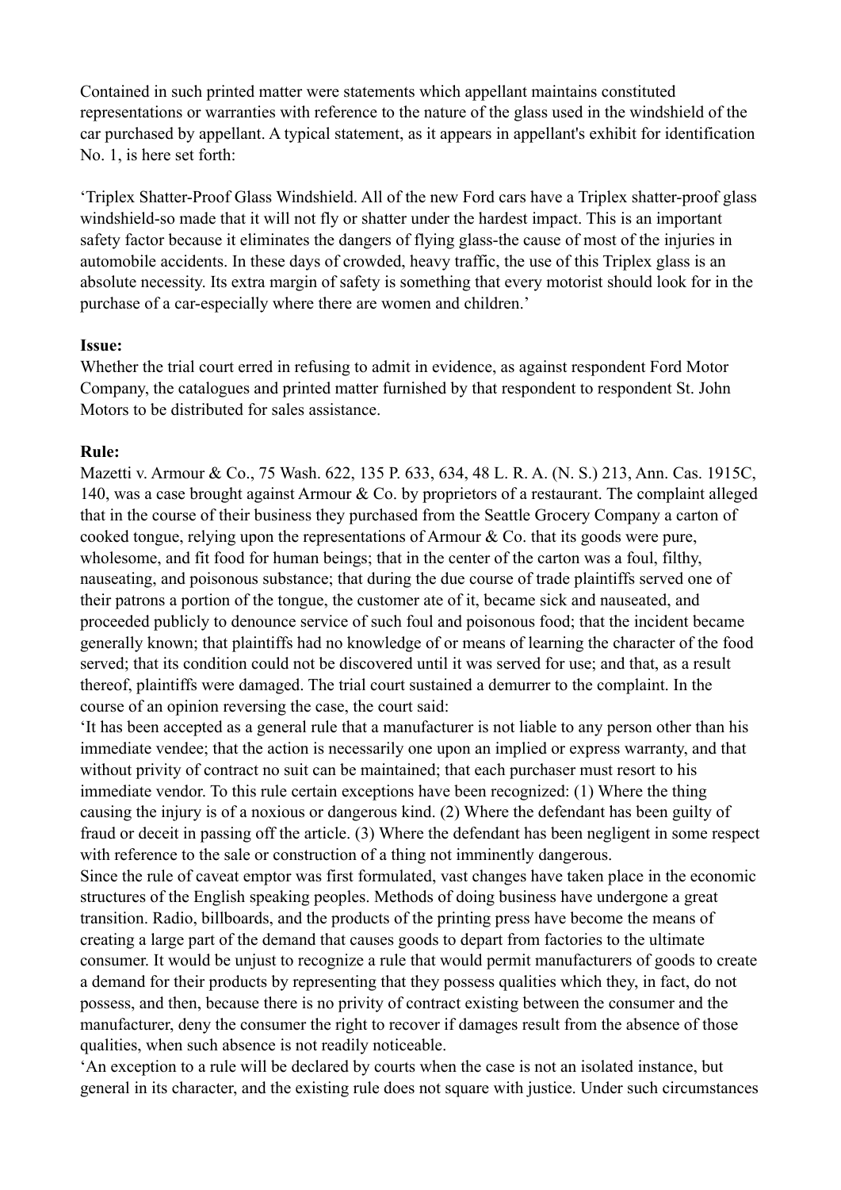Contained in such printed matter were statements which appellant maintains constituted representations or warranties with reference to the nature of the glass used in the windshield of the car purchased by appellant. A typical statement, as it appears in appellant's exhibit for identification No. 1, is here set forth:

'Triplex Shatter-Proof Glass Windshield. All of the new Ford cars have a Triplex shatter-proof glass windshield-so made that it will not fly or shatter under the hardest impact. This is an important safety factor because it eliminates the dangers of flying glass-the cause of most of the injuries in automobile accidents. In these days of crowded, heavy traffic, the use of this Triplex glass is an absolute necessity. Its extra margin of safety is something that every motorist should look for in the purchase of a car-especially where there are women and children.'

**Issue:**
Whether the trial court erred in refusing to admit in evidence, as against respondent Ford Motor Company, the catalogues and printed matter furnished by that respondent to respondent St. John Motors to be distributed for sales assistance.

**Rule:**
Mazetti v. Armour & Co., 75 Wash. 622, 135 P. 633, 634, 48 L. R. A. (N. S.) 213, Ann. Cas. 1915C, 140, was a case brought against Armour & Co. by proprietors of a restaurant. The complaint alleged that in the course of their business they purchased from the Seattle Grocery Company a carton of cooked tongue, relying upon the representations of Armour & Co. that its goods were pure, wholesome, and fit food for human beings; that in the center of the carton was a foul, filthy, nauseating, and poisonous substance; that during the due course of trade plaintiffs served one of their patrons a portion of the tongue, the customer ate of it, became sick and nauseated, and proceeded publicly to denounce service of such foul and poisonous food; that the incident became generally known; that plaintiffs had no knowledge of or means of learning the character of the food served; that its condition could not be discovered until it was served for use; and that, as a result thereof, plaintiffs were damaged. The trial court sustained a demurrer to the complaint. In the course of an opinion reversing the case, the court said:

'It has been accepted as a general rule that a manufacturer is not liable to any person other than his immediate vendee; that the action is necessarily one upon an implied or express warranty, and that without privity of contract no suit can be maintained; that each purchaser must resort to his immediate vendor. To this rule certain exceptions have been recognized: (1) Where the thing causing the injury is of a noxious or dangerous kind. (2) Where the defendant has been guilty of fraud or deceit in passing off the article. (3) Where the defendant has been negligent in some respect with reference to the sale or construction of a thing not imminently dangerous.

Since the rule of caveat emptor was first formulated, vast changes have taken place in the economic structures of the English speaking peoples. Methods of doing business have undergone a great transition. Radio, billboards, and the products of the printing press have become the means of creating a large part of the demand that causes goods to depart from factories to the ultimate consumer. It would be unjust to recognize a rule that would permit manufacturers of goods to create a demand for their products by representing that they possess qualities which they, in fact, do not possess, and then, because there is no privity of contract existing between the consumer and the manufacturer, deny the consumer the right to recover if damages result from the absence of those qualities, when such absence is not readily noticeable.

'An exception to a rule will be declared by courts when the case is not an isolated instance, but general in its character, and the existing rule does not square with justice. Under such circumstances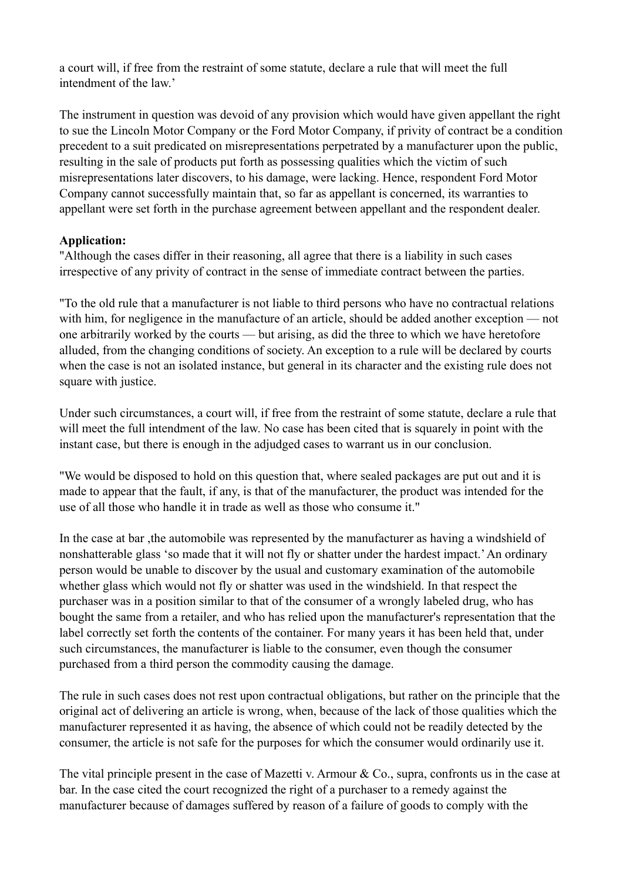a court will, if free from the restraint of some statute, declare a rule that will meet the full intendment of the law.'

The instrument in question was devoid of any provision which would have given appellant the right to sue the Lincoln Motor Company or the Ford Motor Company, if privity of contract be a condition precedent to a suit predicated on misrepresentations perpetrated by a manufacturer upon the public, resulting in the sale of products put forth as possessing qualities which the victim of such misrepresentations later discovers, to his damage, were lacking. Hence, respondent Ford Motor Company cannot successfully maintain that, so far as appellant is concerned, its warranties to appellant were set forth in the purchase agreement between appellant and the respondent dealer.

**Application:**

"Although the cases differ in their reasoning, all agree that there is a liability in such cases irrespective of any privity of contract in the sense of immediate contract between the parties.

"To the old rule that a manufacturer is not liable to third persons who have no contractual relations with him, for negligence in the manufacture of an article, should be added another exception — not one arbitrarily worked by the courts — but arising, as did the three to which we have heretofore alluded, from the changing conditions of society. An exception to a rule will be declared by courts when the case is not an isolated instance, but general in its character and the existing rule does not square with justice.

Under such circumstances, a court will, if free from the restraint of some statute, declare a rule that will meet the full intendment of the law. No case has been cited that is squarely in point with the instant case, but there is enough in the adjudged cases to warrant us in our conclusion.

"We would be disposed to hold on this question that, where sealed packages are put out and it is made to appear that the fault, if any, is that of the manufacturer, the product was intended for the use of all those who handle it in trade as well as those who consume it."

In the case at bar ,the automobile was represented by the manufacturer as having a windshield of nonshatterable glass 'so made that it will not fly or shatter under the hardest impact.' An ordinary person would be unable to discover by the usual and customary examination of the automobile whether glass which would not fly or shatter was used in the windshield. In that respect the purchaser was in a position similar to that of the consumer of a wrongly labeled drug, who has bought the same from a retailer, and who has relied upon the manufacturer's representation that the label correctly set forth the contents of the container. For many years it has been held that, under such circumstances, the manufacturer is liable to the consumer, even though the consumer purchased from a third person the commodity causing the damage.

The rule in such cases does not rest upon contractual obligations, but rather on the principle that the original act of delivering an article is wrong, when, because of the lack of those qualities which the manufacturer represented it as having, the absence of which could not be readily detected by the consumer, the article is not safe for the purposes for which the consumer would ordinarily use it.

The vital principle present in the case of Mazetti v. Armour & Co., supra, confronts us in the case at bar. In the case cited the court recognized the right of a purchaser to a remedy against the manufacturer because of damages suffered by reason of a failure of goods to comply with the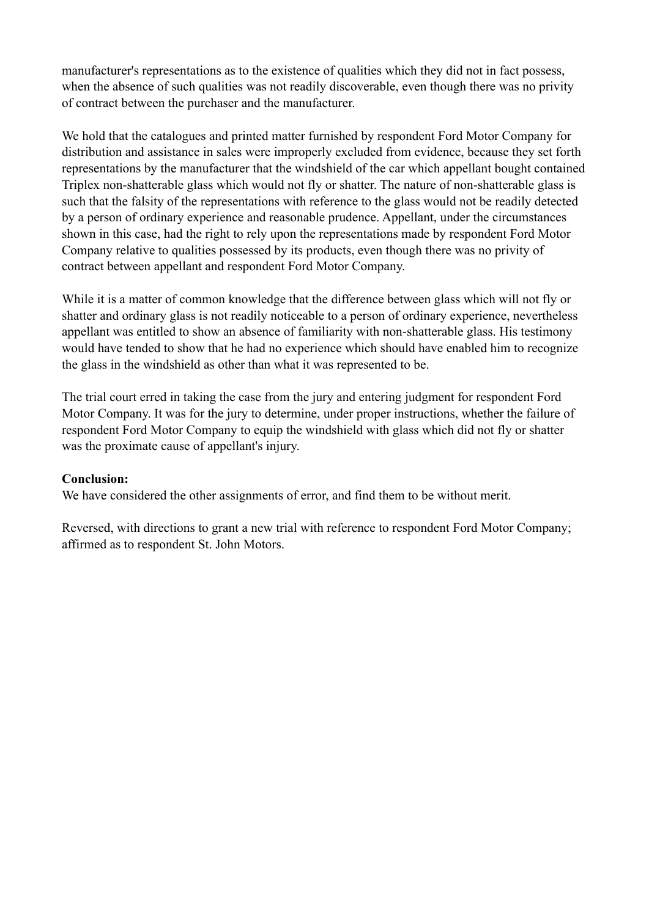manufacturer's representations as to the existence of qualities which they did not in fact possess, when the absence of such qualities was not readily discoverable, even though there was no privity of contract between the purchaser and the manufacturer.

We hold that the catalogues and printed matter furnished by respondent Ford Motor Company for distribution and assistance in sales were improperly excluded from evidence, because they set forth representations by the manufacturer that the windshield of the car which appellant bought contained Triplex non-shatterable glass which would not fly or shatter. The nature of non-shatterable glass is such that the falsity of the representations with reference to the glass would not be readily detected by a person of ordinary experience and reasonable prudence. Appellant, under the circumstances shown in this case, had the right to rely upon the representations made by respondent Ford Motor Company relative to qualities possessed by its products, even though there was no privity of contract between appellant and respondent Ford Motor Company.

While it is a matter of common knowledge that the difference between glass which will not fly or shatter and ordinary glass is not readily noticeable to a person of ordinary experience, nevertheless appellant was entitled to show an absence of familiarity with non-shatterable glass. His testimony would have tended to show that he had no experience which should have enabled him to recognize the glass in the windshield as other than what it was represented to be.

The trial court erred in taking the case from the jury and entering judgment for respondent Ford Motor Company. It was for the jury to determine, under proper instructions, whether the failure of respondent Ford Motor Company to equip the windshield with glass which did not fly or shatter was the proximate cause of appellant's injury.

**Conclusion:**
We have considered the other assignments of error, and find them to be without merit.

Reversed, with directions to grant a new trial with reference to respondent Ford Motor Company; affirmed as to respondent St. John Motors.